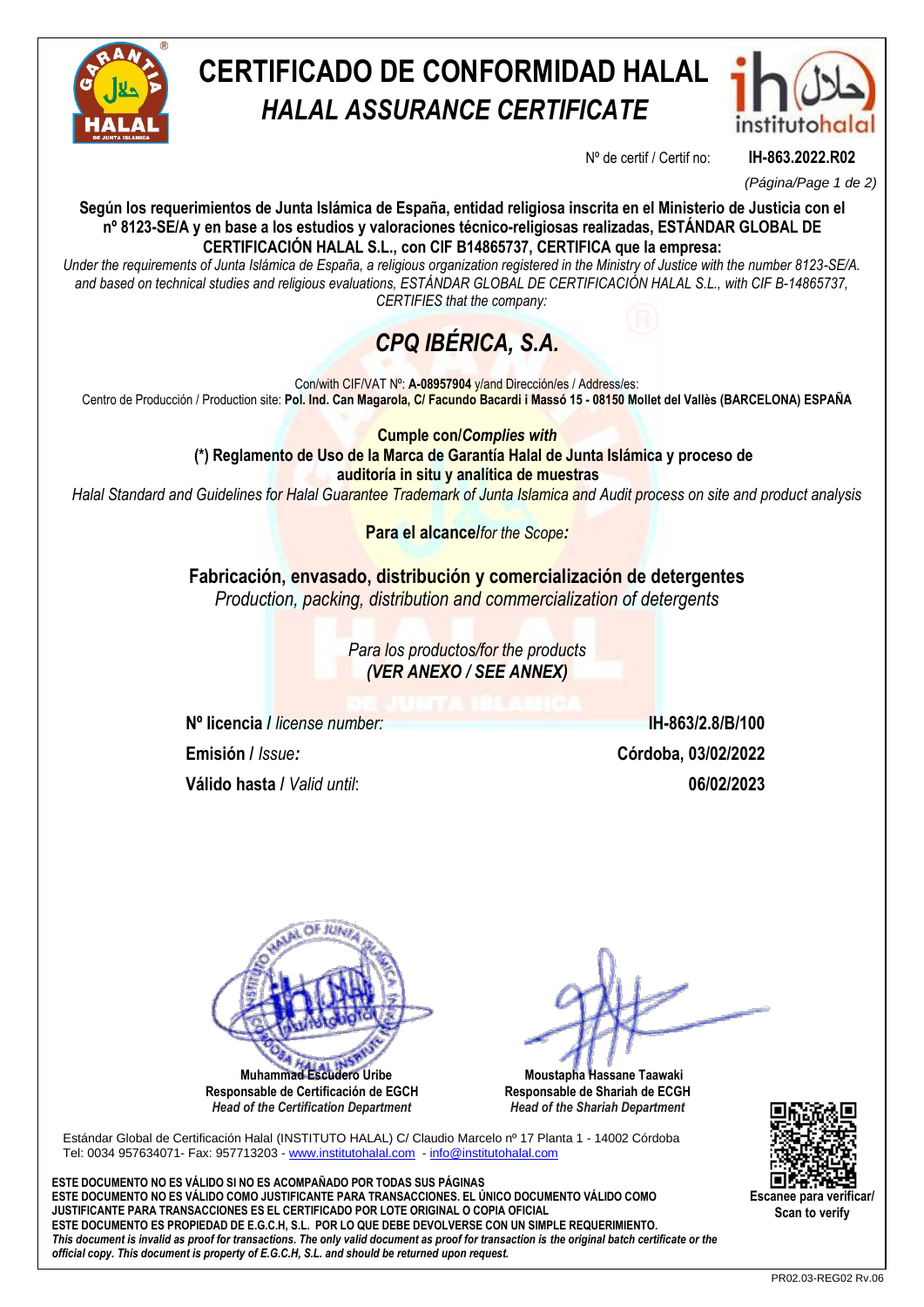# CERTIFICADO DE CONFORMIDAD HALAL

## *HALAL ASSURANCE CERTIFICATE*

Nº de certif / Certif no: **IH-863.2022.R02**

**Según los requerimientos de Junta Islámica de España, entidad religiosa inscrita en el Ministerio de Justicia con el nº 8123-SE/A y en base a los estudios y valoraciones técnico-religiosas realizadas, ESTÁNDAR GLOBAL DE CERTIFICACIÓN HALAL S.L., con CIF B14865737, CERTIFICA que la empresa:**

*Under the requirements of Junta Islámica de España, a religious organization registered in the Ministry of Justice with the number 8123-SE/A. and based on technical studies and religious evaluations, ESTÁNDAR GLOBAL DE CERTIFICACIÓN HALAL S.L., with CIF B-14865737, CERTIFIES that the company:*

## *CPQ IBÉRICA, S.A.*

Con/with CIF/VAT Nº: **A-08957904** y/and Dirección/es / Address/es:

Centro de Producción / Production site: **Pol. Ind. Can Magarola, C/ Facundo Bacardi i Massó 15 - 08150 Mollet del Vallès (BARCELONA) ESPAÑA**

**Cumple con/*Complies with***

**(\*) Reglamento de Uso de la Marca de Garantía Halal de Junta Islámica y proceso de auditoría in situ y analítica de muestras**

*Halal Standard and Guidelines for Halal Guarantee Trademark of Junta Islamica and Audit process on site and product analysis*

**Para el alcance/***for the Scope***:**

**Fabricación, envasado, distribución y comercialización de detergentes**

*Production, packing, distribution and commercialization of detergents*

*Para los productos/for the products*

***(VER ANEXO / SEE ANNEX)***

| | |
|---|---|
| **Nº licencia** / *license number:* | **IH-863/2.8/B/100** |
| **Emisión** / *Issue:* | **Córdoba, 03/02/2022** |
| **Válido hasta** / *Valid until*: | **06/02/2023** |

**Muhammad Escudero Uribe**
**Responsable de Certificación de EGCH**
***Head of the Certification Department***

**Moustapha Hassane Taawaki**
**Responsable de Shariah de ECGH**
***Head of the Shariah Department***

Estándar Global de Certificación Halal (INSTITUTO HALAL) C/ Claudio Marcelo nº 17 Planta 1 - 14002 Córdoba
Tel: 0034 957634071- Fax: 957713203 - www.institutohalal.com - info@institutohalal.com

**Escanee para verificar/ Scan to verify**

**ESTE DOCUMENTO NO ES VÁLIDO SI NO ES ACOMPAÑADO POR TODAS SUS PÁGINAS**
**ESTE DOCUMENTO NO ES VÁLIDO COMO JUSTIFICANTE PARA TRANSACCIONES. EL ÚNICO DOCUMENTO VÁLIDO COMO JUSTIFICANTE PARA TRANSACCIONES ES EL CERTIFICADO POR LOTE ORIGINAL O COPIA OFICIAL**
**ESTE DOCUMENTO ES PROPIEDAD DE E.G.C.H, S.L. POR LO QUE DEBE DEVOLVERSE CON UN SIMPLE REQUERIMIENTO.**
***This document is invalid as proof for transactions. The only valid document as proof for transaction is the original batch certificate or the official copy. This document is property of E.G.C.H, S.L. and should be returned upon request.***

PR02.03-REG02 Rv.06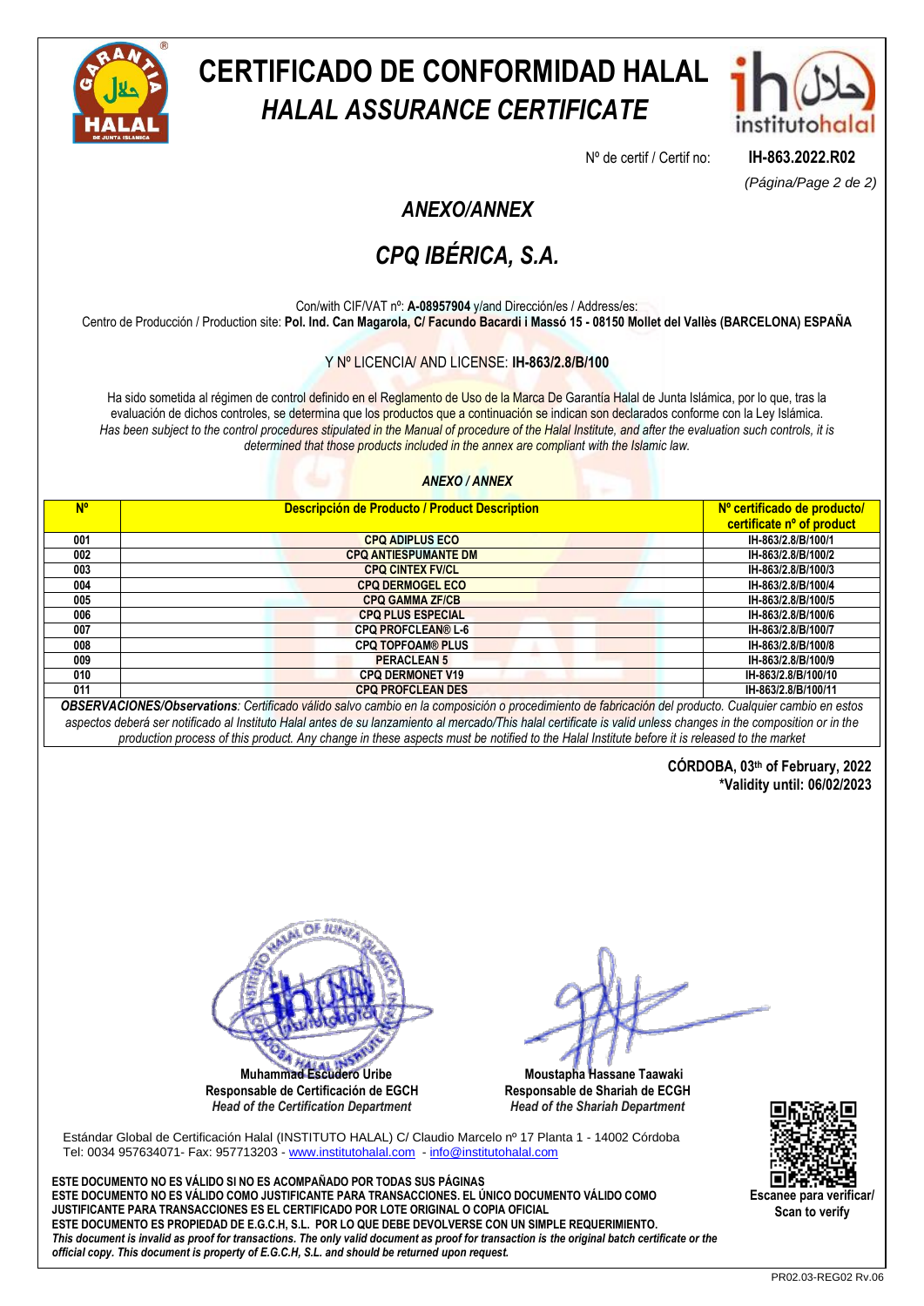# CERTIFICADO DE CONFORMIDAD HALAL

## *HALAL ASSURANCE CERTIFICATE*

Nº de certif / Certif no: **IH-863.2022.R02**

## *ANEXO/ANNEX*

## *CPQ IBÉRICA, S.A.*

Con/with CIF/VAT nº: **A-08957904** y/and Dirección/es / Address/es:
Centro de Producción / Production site: **Pol. Ind. Can Magarola, C/ Facundo Bacardi i Massó 15 - 08150 Mollet del Vallès (BARCELONA) ESPAÑA**

Y Nº LICENCIA/ AND LICENSE: **IH-863/2.8/B/100**

Ha sido sometida al régimen de control definido en el Reglamento de Uso de la Marca De Garantía Halal de Junta Islámica, por lo que, tras la evaluación de dichos controles, se determina que los productos que a continuación se indican son declarados conforme con la Ley Islámica.
*Has been subject to the control procedures stipulated in the Manual of procedure of the Halal Institute, and after the evaluation such controls, it is determined that those products included in the annex are compliant with the Islamic law.*

***ANEXO / ANNEX***

| Nº | Descripción de Producto / Product Description | Nº certificado de producto/ certificate nº of product |
|---|---|---|
| 001 | CPQ ADIPLUS ECO | IH-863/2.8/B/100/1 |
| 002 | CPQ ANTIESPUMANTE DM | IH-863/2.8/B/100/2 |
| 003 | CPQ CINTEX FV/CL | IH-863/2.8/B/100/3 |
| 004 | CPQ DERMOGEL ECO | IH-863/2.8/B/100/4 |
| 005 | CPQ GAMMA ZF/CB | IH-863/2.8/B/100/5 |
| 006 | CPQ PLUS ESPECIAL | IH-863/2.8/B/100/6 |
| 007 | CPQ PROFCLEAN® L-6 | IH-863/2.8/B/100/7 |
| 008 | CPQ TOPFOAM® PLUS | IH-863/2.8/B/100/8 |
| 009 | PERACLEAN 5 | IH-863/2.8/B/100/9 |
| 010 | CPQ DERMONET V19 | IH-863/2.8/B/100/10 |
| 011 | CPQ PROFCLEAN DES | IH-863/2.8/B/100/11 |

***OBSERVACIONES/Observations**: Certificado válido salvo cambio en la composición o procedimiento de fabricación del producto. Cualquier cambio en estos aspectos deberá ser notificado al Instituto Halal antes de su lanzamiento al mercado/This halal certificate is valid unless changes in the composition or in the production process of this product. Any change in these aspects must be notified to the Halal Institute before it is released to the market*

**CÓRDOBA, 03th of February, 2022**
**\*Validity until: 06/02/2023**

**Muhammad Escudero Uribe**
**Responsable de Certificación de EGCH**
***Head of the Certification Department***

**Moustapha Hassane Taawaki**
**Responsable de Shariah de ECGH**
***Head of the Shariah Department***

Estándar Global de Certificación Halal (INSTITUTO HALAL) C/ Claudio Marcelo nº 17 Planta 1 - 14002 Córdoba
Tel: 0034 957634071- Fax: 957713203 - www.institutohalal.com - info@institutohalal.com

**Escanee para verificar/ Scan to verify**

**ESTE DOCUMENTO NO ES VÁLIDO SI NO ES ACOMPAÑADO POR TODAS SUS PÁGINAS**
**ESTE DOCUMENTO NO ES VÁLIDO COMO JUSTIFICANTE PARA TRANSACCIONES. EL ÚNICO DOCUMENTO VÁLIDO COMO JUSTIFICANTE PARA TRANSACCIONES ES EL CERTIFICADO POR LOTE ORIGINAL O COPIA OFICIAL**
**ESTE DOCUMENTO ES PROPIEDAD DE E.G.C.H, S.L. POR LO QUE DEBE DEVOLVERSE CON UN SIMPLE REQUERIMIENTO.**
***This document is invalid as proof for transactions. The only valid document as proof for transaction is the original batch certificate or the official copy. This document is property of E.G.C.H, S.L. and should be returned upon request.***

PR02.03-REG02 Rv.06